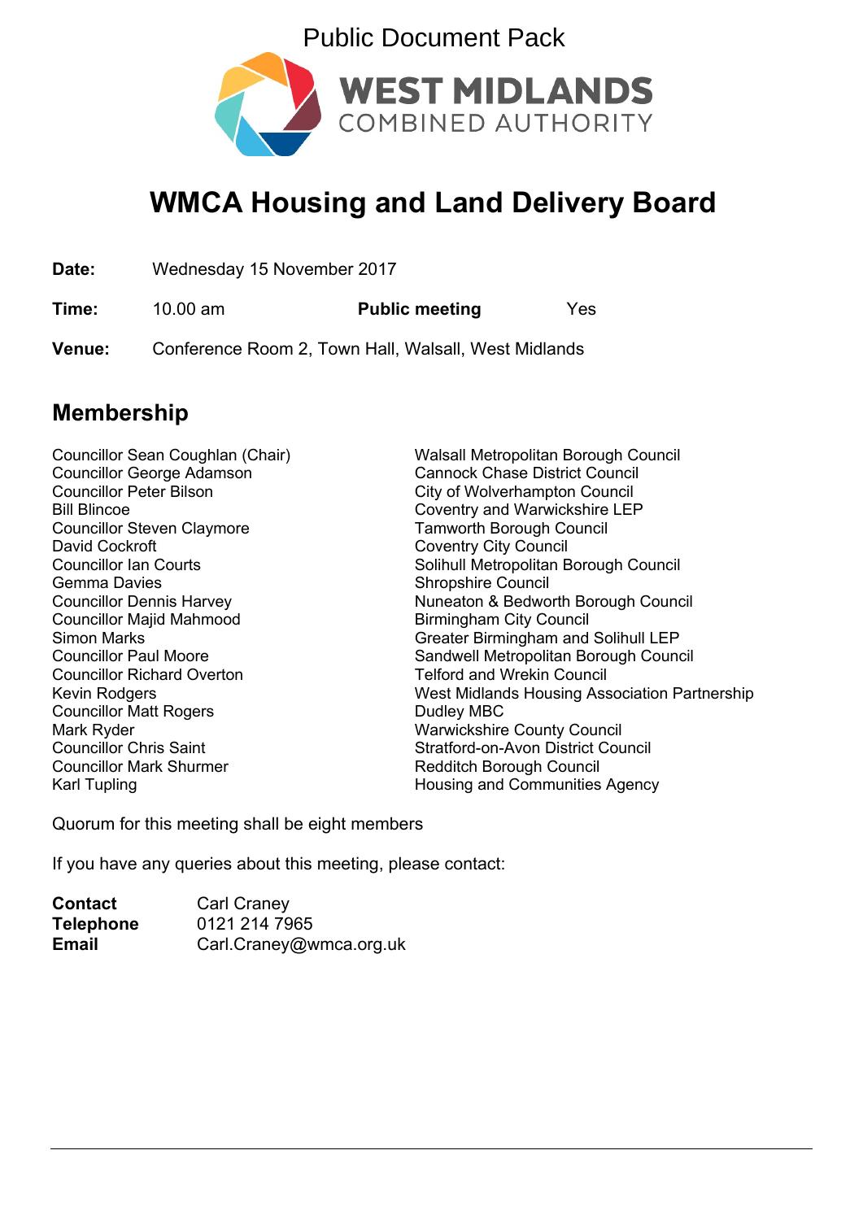Public Document Pack

WEST MIDLANDS COMBINED AUTHORITY

# WMCA Housing and Land Delivery Board

**Date:** Wednesday 15 November 2017

**Time:** 10.00 am **Public meeting** Yes

**Venue:** Conference Room 2, Town Hall, Walsall, West Midlands

## Membership

| | |
|---|---|
| Councillor Sean Coughlan (Chair) | Walsall Metropolitan Borough Council |
| Councillor George Adamson | Cannock Chase District Council |
| Councillor Peter Bilson | City of Wolverhampton Council |
| Bill Blincoe | Coventry and Warwickshire LEP |
| Councillor Steven Claymore | Tamworth Borough Council |
| David Cockroft | Coventry City Council |
| Councillor Ian Courts | Solihull Metropolitan Borough Council |
| Gemma Davies | Shropshire Council |
| Councillor Dennis Harvey | Nuneaton & Bedworth Borough Council |
| Councillor Majid Mahmood | Birmingham City Council |
| Simon Marks | Greater Birmingham and Solihull LEP |
| Councillor Paul Moore | Sandwell Metropolitan Borough Council |
| Councillor Richard Overton | Telford and Wrekin Council |
| Kevin Rodgers | West Midlands Housing Association Partnership |
| Councillor Matt Rogers | Dudley MBC |
| Mark Ryder | Warwickshire County Council |
| Councillor Chris Saint | Stratford-on-Avon District Council |
| Councillor Mark Shurmer | Redditch Borough Council |
| Karl Tupling | Housing and Communities Agency |

Quorum for this meeting shall be eight members

If you have any queries about this meeting, please contact:

**Contact** Carl Craney
**Telephone** 0121 214 7965
**Email** Carl.Craney@wmca.org.uk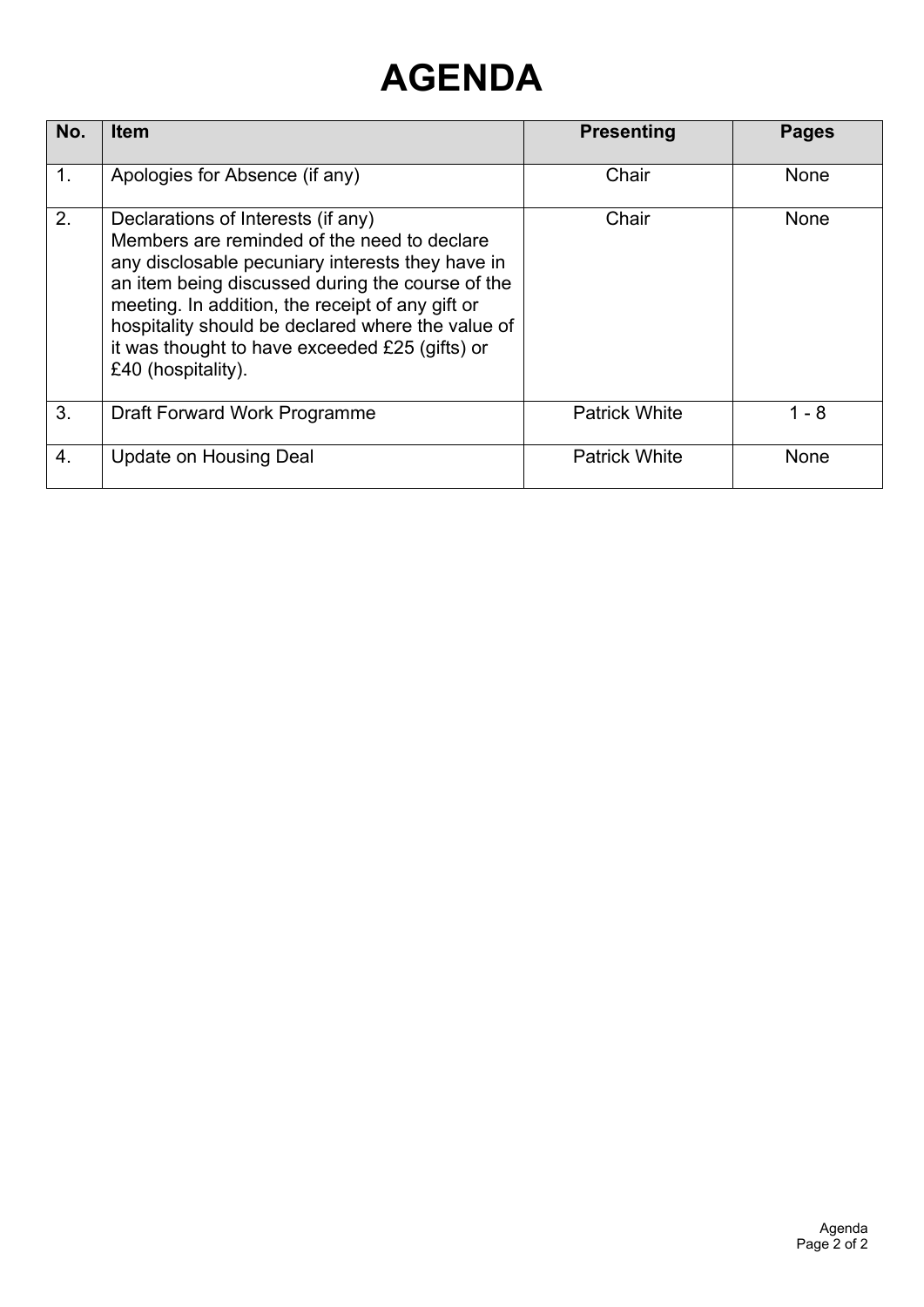# AGENDA

| No. | Item | Presenting | Pages |
|---|---|---|---|
| 1. | Apologies for Absence (if any) | Chair | None |
| 2. | Declarations of Interests (if any)<br>Members are reminded of the need to declare any disclosable pecuniary interests they have in an item being discussed during the course of the meeting. In addition, the receipt of any gift or hospitality should be declared where the value of it was thought to have exceeded £25 (gifts) or £40 (hospitality). | Chair | None |
| 3. | Draft Forward Work Programme | Patrick White | 1 - 8 |
| 4. | Update on Housing Deal | Patrick White | None |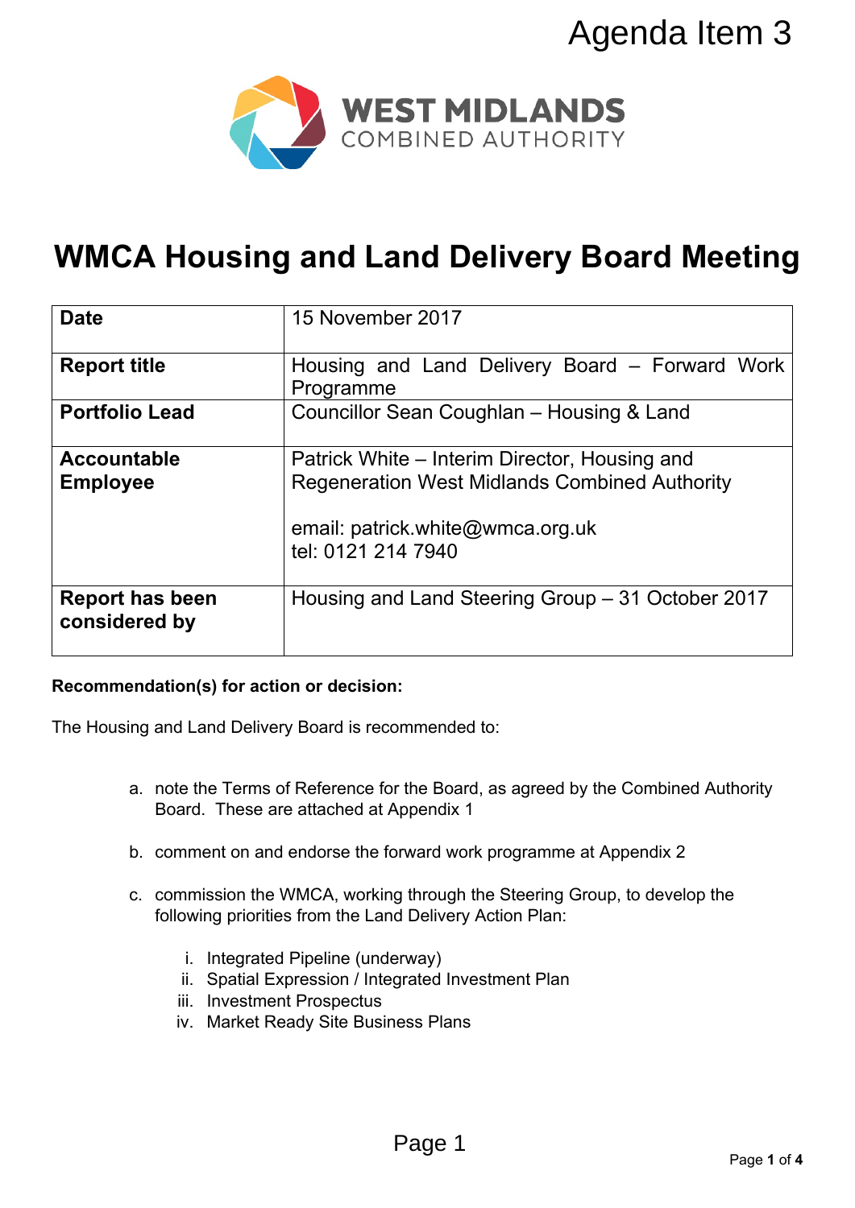Agenda Item 3

# WMCA Housing and Land Delivery Board Meeting

| | |
|---|---|
| **Date** | 15 November 2017 |
| **Report title** | Housing and Land Delivery Board – Forward Work Programme |
| **Portfolio Lead** | Councillor Sean Coughlan – Housing & Land |
| **Accountable Employee** | Patrick White – Interim Director, Housing and Regeneration West Midlands Combined Authority<br><br>email: patrick.white@wmca.org.uk<br>tel: 0121 214 7940 |
| **Report has been considered by** | Housing and Land Steering Group – 31 October 2017 |

**Recommendation(s) for action or decision:**

The Housing and Land Delivery Board is recommended to:

a. note the Terms of Reference for the Board, as agreed by the Combined Authority Board. These are attached at Appendix 1

b. comment on and endorse the forward work programme at Appendix 2

c. commission the WMCA, working through the Steering Group, to develop the following priorities from the Land Delivery Action Plan:

   i. Integrated Pipeline (underway)
   ii. Spatial Expression / Integrated Investment Plan
   iii. Investment Prospectus
   iv. Market Ready Site Business Plans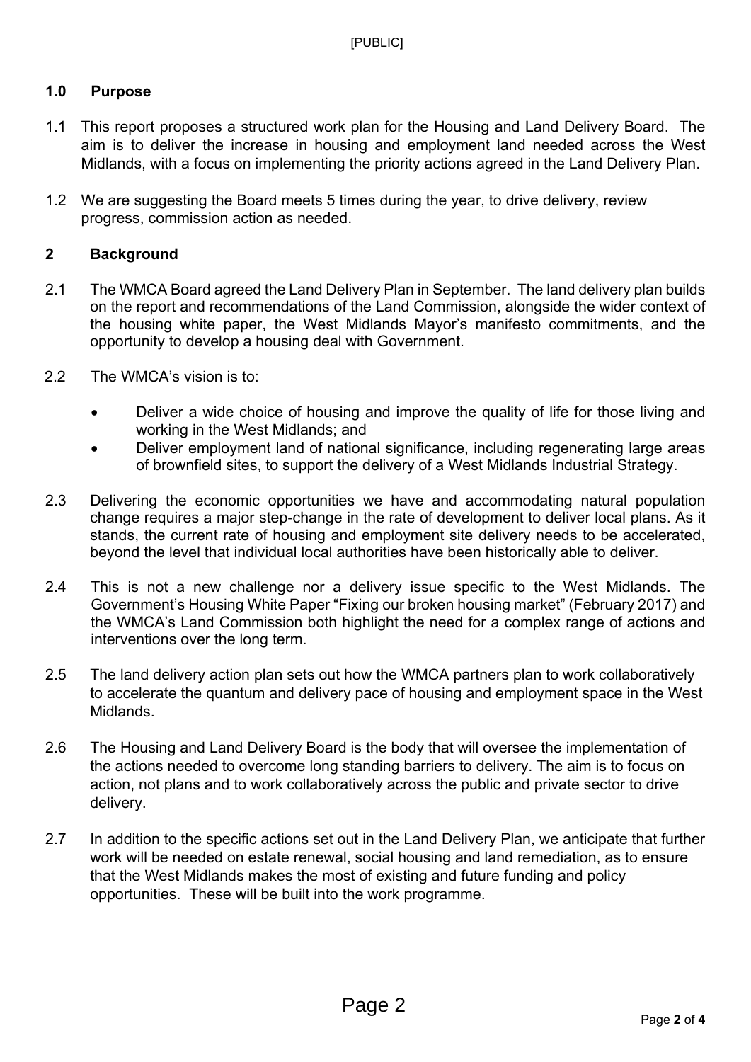## 1.0 Purpose

1.1 This report proposes a structured work plan for the Housing and Land Delivery Board. The aim is to deliver the increase in housing and employment land needed across the West Midlands, with a focus on implementing the priority actions agreed in the Land Delivery Plan.

1.2 We are suggesting the Board meets 5 times during the year, to drive delivery, review progress, commission action as needed.

## 2 Background

2.1 The WMCA Board agreed the Land Delivery Plan in September. The land delivery plan builds on the report and recommendations of the Land Commission, alongside the wider context of the housing white paper, the West Midlands Mayor's manifesto commitments, and the opportunity to develop a housing deal with Government.

2.2 The WMCA's vision is to:

- Deliver a wide choice of housing and improve the quality of life for those living and working in the West Midlands; and
- Deliver employment land of national significance, including regenerating large areas of brownfield sites, to support the delivery of a West Midlands Industrial Strategy.

2.3 Delivering the economic opportunities we have and accommodating natural population change requires a major step-change in the rate of development to deliver local plans. As it stands, the current rate of housing and employment site delivery needs to be accelerated, beyond the level that individual local authorities have been historically able to deliver.

2.4 This is not a new challenge nor a delivery issue specific to the West Midlands. The Government's Housing White Paper "Fixing our broken housing market" (February 2017) and the WMCA's Land Commission both highlight the need for a complex range of actions and interventions over the long term.

2.5 The land delivery action plan sets out how the WMCA partners plan to work collaboratively to accelerate the quantum and delivery pace of housing and employment space in the West Midlands.

2.6 The Housing and Land Delivery Board is the body that will oversee the implementation of the actions needed to overcome long standing barriers to delivery. The aim is to focus on action, not plans and to work collaboratively across the public and private sector to drive delivery.

2.7 In addition to the specific actions set out in the Land Delivery Plan, we anticipate that further work will be needed on estate renewal, social housing and land remediation, as to ensure that the West Midlands makes the most of existing and future funding and policy opportunities. These will be built into the work programme.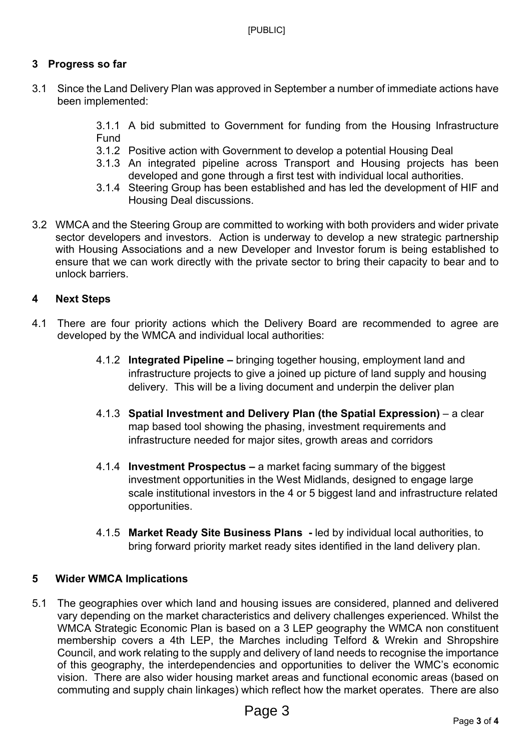## 3 Progress so far

3.1 Since the Land Delivery Plan was approved in September a number of immediate actions have been implemented:

- 3.1.1 A bid submitted to Government for funding from the Housing Infrastructure Fund
- 3.1.2 Positive action with Government to develop a potential Housing Deal
- 3.1.3 An integrated pipeline across Transport and Housing projects has been developed and gone through a first test with individual local authorities.
- 3.1.4 Steering Group has been established and has led the development of HIF and Housing Deal discussions.

3.2 WMCA and the Steering Group are committed to working with both providers and wider private sector developers and investors. Action is underway to develop a new strategic partnership with Housing Associations and a new Developer and Investor forum is being established to ensure that we can work directly with the private sector to bring their capacity to bear and to unlock barriers.

## 4 Next Steps

4.1 There are four priority actions which the Delivery Board are recommended to agree are developed by the WMCA and individual local authorities:

- 4.1.2 **Integrated Pipeline –** bringing together housing, employment land and infrastructure projects to give a joined up picture of land supply and housing delivery. This will be a living document and underpin the deliver plan

- 4.1.3 **Spatial Investment and Delivery Plan (the Spatial Expression)** – a clear map based tool showing the phasing, investment requirements and infrastructure needed for major sites, growth areas and corridors

- 4.1.4 **Investment Prospectus –** a market facing summary of the biggest investment opportunities in the West Midlands, designed to engage large scale institutional investors in the 4 or 5 biggest land and infrastructure related opportunities.

- 4.1.5 **Market Ready Site Business Plans -** led by individual local authorities, to bring forward priority market ready sites identified in the land delivery plan.

## 5 Wider WMCA Implications

5.1 The geographies over which land and housing issues are considered, planned and delivered vary depending on the market characteristics and delivery challenges experienced. Whilst the WMCA Strategic Economic Plan is based on a 3 LEP geography the WMCA non constituent membership covers a 4th LEP, the Marches including Telford & Wrekin and Shropshire Council, and work relating to the supply and delivery of land needs to recognise the importance of this geography, the interdependencies and opportunities to deliver the WMC's economic vision. There are also wider housing market areas and functional economic areas (based on commuting and supply chain linkages) which reflect how the market operates. There are also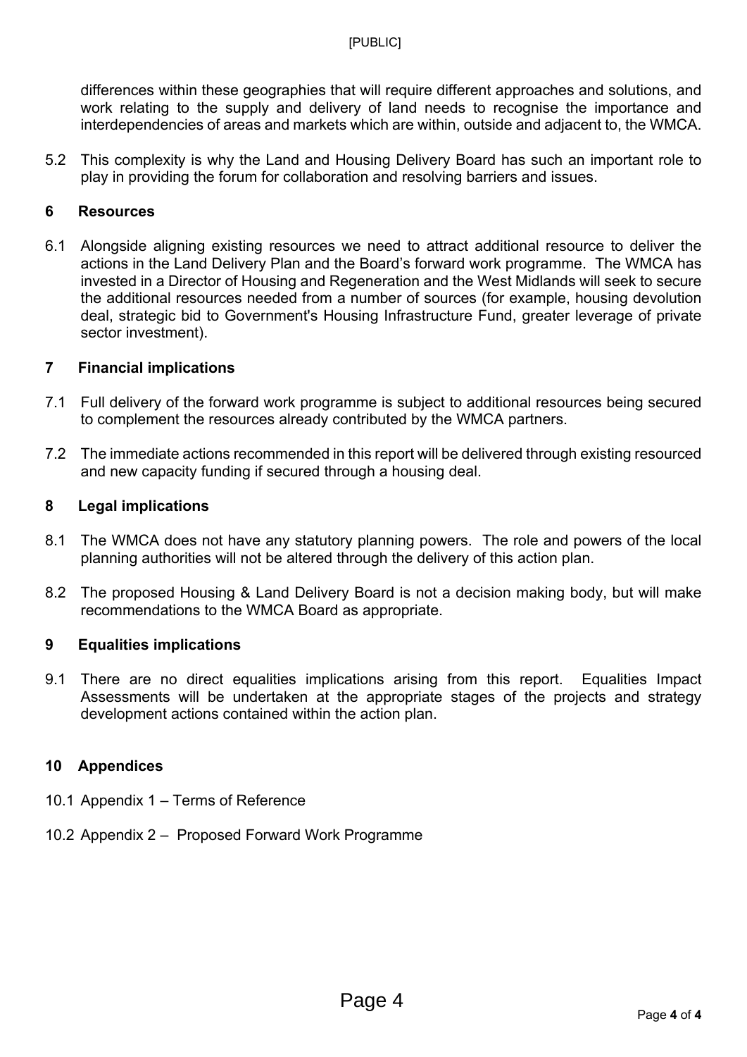differences within these geographies that will require different approaches and solutions, and work relating to the supply and delivery of land needs to recognise the importance and interdependencies of areas and markets which are within, outside and adjacent to, the WMCA.

5.2 This complexity is why the Land and Housing Delivery Board has such an important role to play in providing the forum for collaboration and resolving barriers and issues.

## 6 Resources

6.1 Alongside aligning existing resources we need to attract additional resource to deliver the actions in the Land Delivery Plan and the Board's forward work programme. The WMCA has invested in a Director of Housing and Regeneration and the West Midlands will seek to secure the additional resources needed from a number of sources (for example, housing devolution deal, strategic bid to Government's Housing Infrastructure Fund, greater leverage of private sector investment).

## 7 Financial implications

7.1 Full delivery of the forward work programme is subject to additional resources being secured to complement the resources already contributed by the WMCA partners.

7.2 The immediate actions recommended in this report will be delivered through existing resourced and new capacity funding if secured through a housing deal.

## 8 Legal implications

8.1 The WMCA does not have any statutory planning powers. The role and powers of the local planning authorities will not be altered through the delivery of this action plan.

8.2 The proposed Housing & Land Delivery Board is not a decision making body, but will make recommendations to the WMCA Board as appropriate.

## 9 Equalities implications

9.1 There are no direct equalities implications arising from this report. Equalities Impact Assessments will be undertaken at the appropriate stages of the projects and strategy development actions contained within the action plan.

## 10 Appendices

10.1 Appendix 1 – Terms of Reference

10.2 Appendix 2 – Proposed Forward Work Programme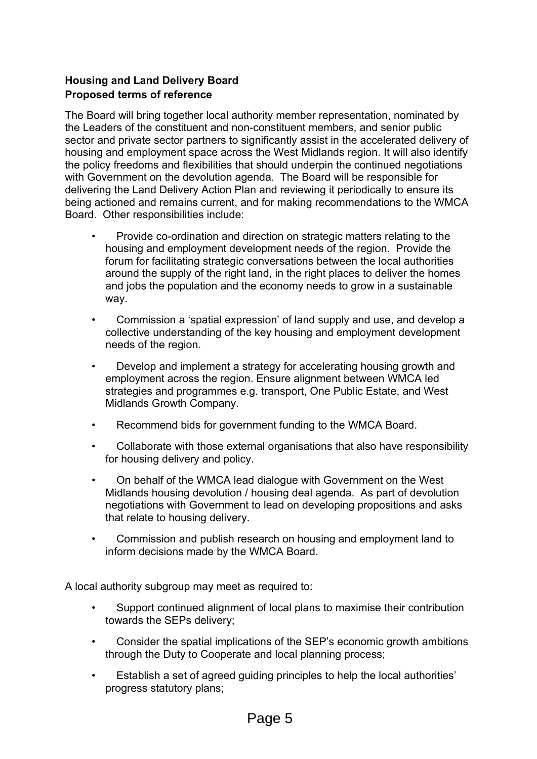**Housing and Land Delivery Board**
**Proposed terms of reference**

The Board will bring together local authority member representation, nominated by the Leaders of the constituent and non-constituent members, and senior public sector and private sector partners to significantly assist in the accelerated delivery of housing and employment space across the West Midlands region. It will also identify the policy freedoms and flexibilities that should underpin the continued negotiations with Government on the devolution agenda. The Board will be responsible for delivering the Land Delivery Action Plan and reviewing it periodically to ensure its being actioned and remains current, and for making recommendations to the WMCA Board. Other responsibilities include:

- Provide co-ordination and direction on strategic matters relating to the housing and employment development needs of the region. Provide the forum for facilitating strategic conversations between the local authorities around the supply of the right land, in the right places to deliver the homes and jobs the population and the economy needs to grow in a sustainable way.
- Commission a 'spatial expression' of land supply and use, and develop a collective understanding of the key housing and employment development needs of the region.
- Develop and implement a strategy for accelerating housing growth and employment across the region. Ensure alignment between WMCA led strategies and programmes e.g. transport, One Public Estate, and West Midlands Growth Company.
- Recommend bids for government funding to the WMCA Board.
- Collaborate with those external organisations that also have responsibility for housing delivery and policy.
- On behalf of the WMCA lead dialogue with Government on the West Midlands housing devolution / housing deal agenda. As part of devolution negotiations with Government to lead on developing propositions and asks that relate to housing delivery.
- Commission and publish research on housing and employment land to inform decisions made by the WMCA Board.

A local authority subgroup may meet as required to:

- Support continued alignment of local plans to maximise their contribution towards the SEPs delivery;
- Consider the spatial implications of the SEP's economic growth ambitions through the Duty to Cooperate and local planning process;
- Establish a set of agreed guiding principles to help the local authorities' progress statutory plans;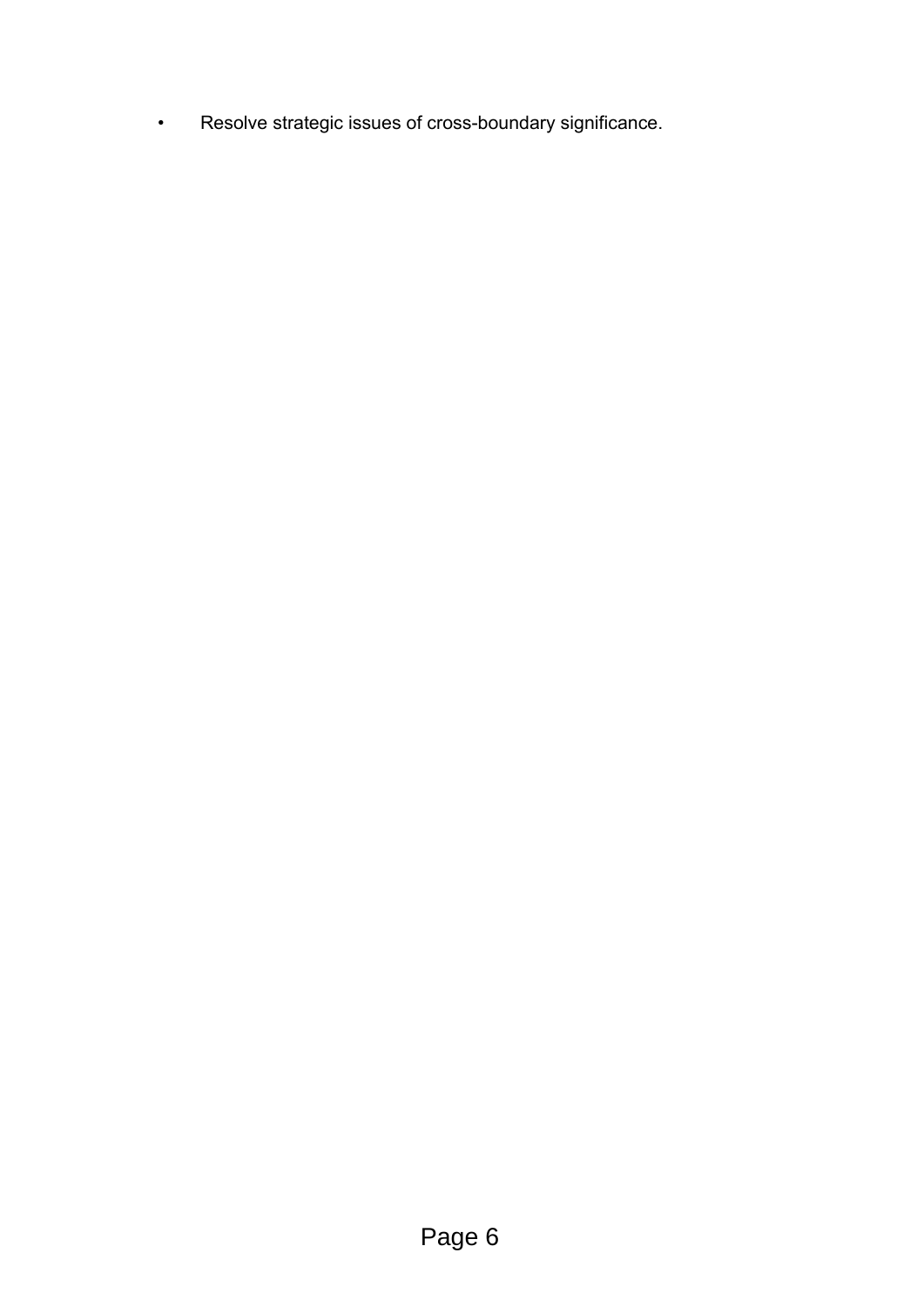- Resolve strategic issues of cross-boundary significance.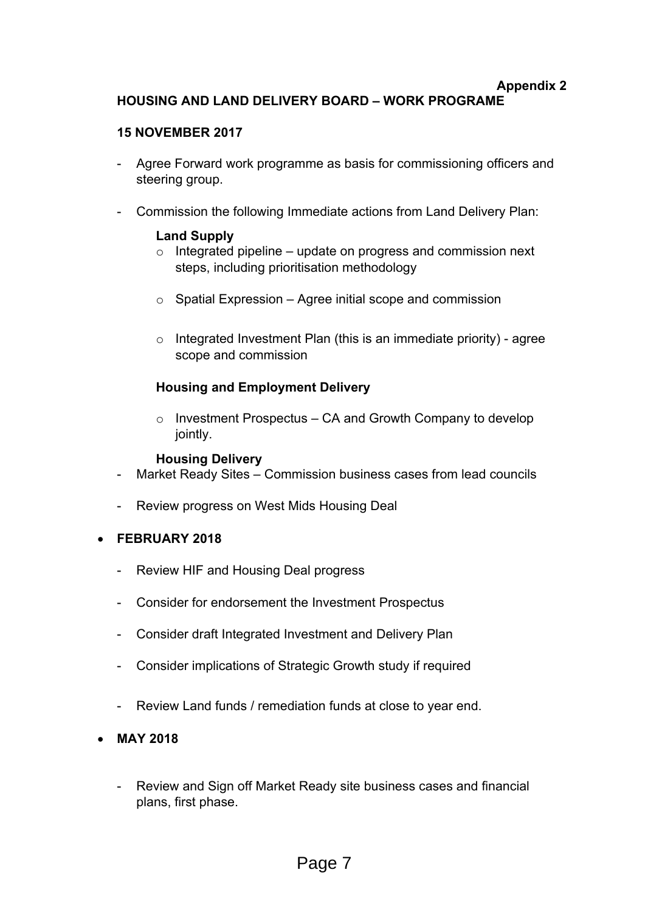**Appendix 2**

**HOUSING AND LAND DELIVERY BOARD – WORK PROGRAME**

**15 NOVEMBER 2017**

- Agree Forward work programme as basis for commissioning officers and steering group.

- Commission the following Immediate actions from Land Delivery Plan:

  **Land Supply**
  - Integrated pipeline – update on progress and commission next steps, including prioritisation methodology
  - Spatial Expression – Agree initial scope and commission
  - Integrated Investment Plan (this is an immediate priority) - agree scope and commission

  **Housing and Employment Delivery**
  - Investment Prospectus – CA and Growth Company to develop jointly.

  **Housing Delivery**

- Market Ready Sites – Commission business cases from lead councils

- Review progress on West Mids Housing Deal

- **FEBRUARY 2018**
  - Review HIF and Housing Deal progress
  - Consider for endorsement the Investment Prospectus
  - Consider draft Integrated Investment and Delivery Plan
  - Consider implications of Strategic Growth study if required
  - Review Land funds / remediation funds at close to year end.

- **MAY 2018**
  - Review and Sign off Market Ready site business cases and financial plans, first phase.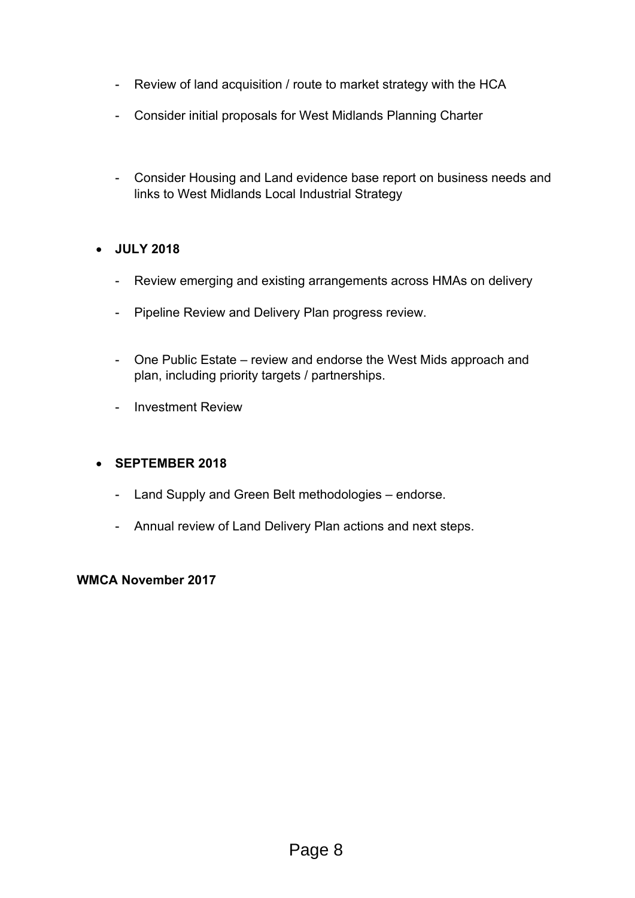- Review of land acquisition / route to market strategy with the HCA
- Consider initial proposals for West Midlands Planning Charter
- Consider Housing and Land evidence base report on business needs and links to West Midlands Local Industrial Strategy

- **JULY 2018**
  - Review emerging and existing arrangements across HMAs on delivery
  - Pipeline Review and Delivery Plan progress review.
  - One Public Estate – review and endorse the West Mids approach and plan, including priority targets / partnerships.
  - Investment Review

- **SEPTEMBER 2018**
  - Land Supply and Green Belt methodologies – endorse.
  - Annual review of Land Delivery Plan actions and next steps.

**WMCA November 2017**